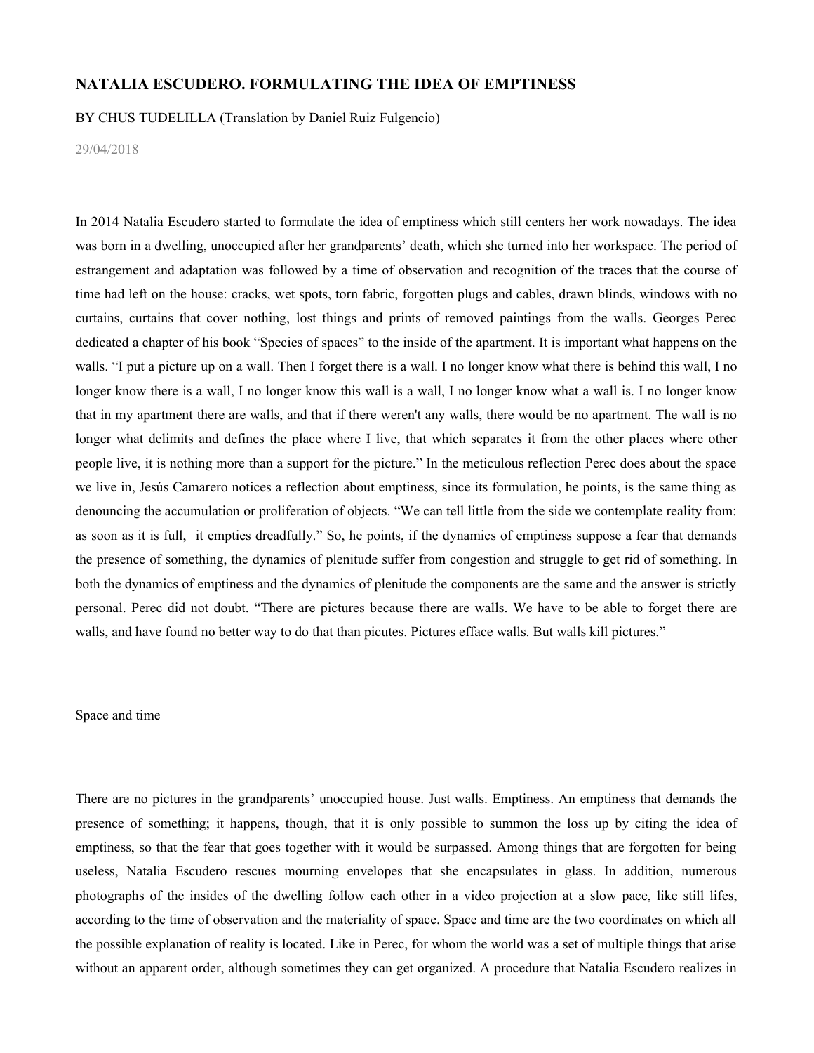# NATALIA ESCUDERO. FORMULATING THE IDEA OF EMPTINESS

BY CHUS TUDELILLA (Translation by Daniel Ruiz Fulgencio)

29/04/2018

In 2014 Natalia Escudero started to formulate the idea of emptiness which still centers her work nowadays. The idea was born in a dwelling, unoccupied after her grandparents' death, which she turned into her workspace. The period of estrangement and adaptation was followed by a time of observation and recognition of the traces that the course of time had left on the house: cracks, wet spots, torn fabric, forgotten plugs and cables, drawn blinds, windows with no curtains, curtains that cover nothing, lost things and prints of removed paintings from the walls. Georges Perec dedicated a chapter of his book "Species of spaces" to the inside of the apartment. It is important what happens on the walls. "I put a picture up on a wall. Then I forget there is a wall. I no longer know what there is behind this wall, I no longer know there is a wall, I no longer know this wall is a wall, I no longer know what a wall is. I no longer know that in my apartment there are walls, and that if there weren't any walls, there would be no apartment. The wall is no longer what delimits and defines the place where I live, that which separates it from the other places where other people live, it is nothing more than a support for the picture." In the meticulous reflection Perec does about the space we live in, Jesús Camarero notices a reflection about emptiness, since its formulation, he points, is the same thing as denouncing the accumulation or proliferation of objects. "We can tell little from the side we contemplate reality from: as soon as it is full, it empties dreadfully." So, he points, if the dynamics of emptiness suppose a fear that demands the presence of something, the dynamics of plenitude suffer from congestion and struggle to get rid of something. In both the dynamics of emptiness and the dynamics of plenitude the components are the same and the answer is strictly personal. Perec did not doubt. "There are pictures because there are walls. We have to be able to forget there are walls, and have found no better way to do that than picutes. Pictures efface walls. But walls kill pictures."

## Space and time

There are no pictures in the grandparents' unoccupied house. Just walls. Emptiness. An emptiness that demands the presence of something; it happens, though, that it is only possible to summon the loss up by citing the idea of emptiness, so that the fear that goes together with it would be surpassed. Among things that are forgotten for being useless, Natalia Escudero rescues mourning envelopes that she encapsulates in glass. In addition, numerous photographs of the insides of the dwelling follow each other in a video projection at a slow pace, like still lifes, according to the time of observation and the materiality of space. Space and time are the two coordinates on which all the possible explanation of reality is located. Like in Perec, for whom the world was a set of multiple things that arise without an apparent order, although sometimes they can get organized. A procedure that Natalia Escudero realizes in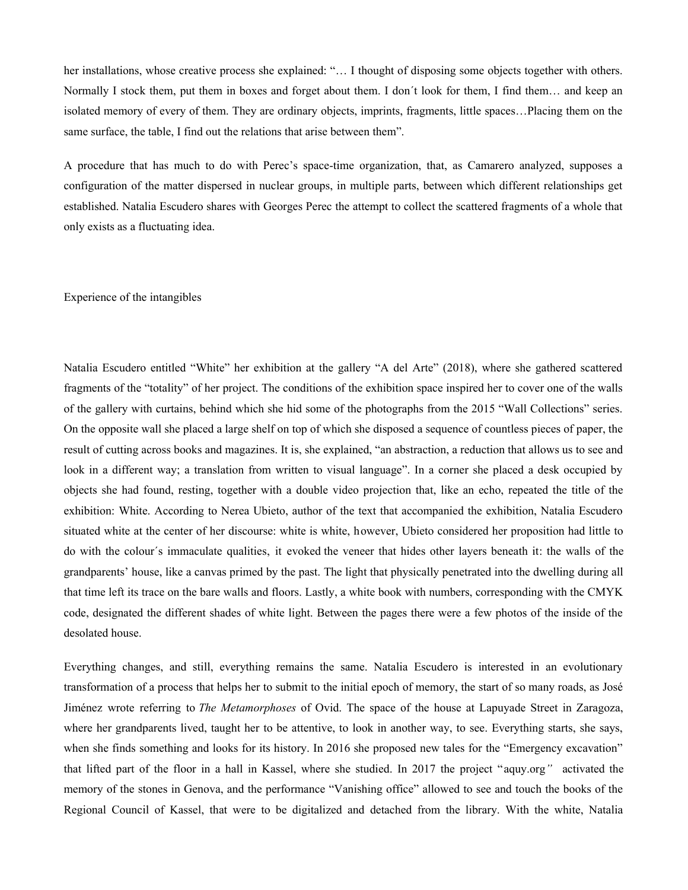her installations, whose creative process she explained: "… I thought of disposing some objects together with others. Normally I stock them, put them in boxes and forget about them. I don´t look for them, I find them… and keep an isolated memory of every of them. They are ordinary objects, imprints, fragments, little spaces…Placing them on the same surface, the table, I find out the relations that arise between them".

A procedure that has much to do with Perec's space-time organization, that, as Camarero analyzed, supposes a configuration of the matter dispersed in nuclear groups, in multiple parts, between which different relationships get established. Natalia Escudero shares with Georges Perec the attempt to collect the scattered fragments of a whole that only exists as a fluctuating idea.

## Experience of the intangibles

Natalia Escudero entitled "White" her exhibition at the gallery "A del Arte" (2018), where she gathered scattered fragments of the "totality" of her project. The conditions of the exhibition space inspired her to cover one of the walls of the gallery with curtains, behind which she hid some of the photographs from the 2015 "Wall Collections" series. On the opposite wall she placed a large shelf on top of which she disposed a sequence of countless pieces of paper, the result of cutting across books and magazines. It is, she explained, "an abstraction, a reduction that allows us to see and look in a different way; a translation from written to visual language". In a corner she placed a desk occupied by objects she had found, resting, together with a double video projection that, like an echo, repeated the title of the exhibition: White. According to Nerea Ubieto, author of the text that accompanied the exhibition, Natalia Escudero situated white at the center of her discourse: white is white, however, Ubieto considered her proposition had little to do with the colour´s immaculate qualities, it evoked the veneer that hides other layers beneath it: the walls of the grandparents' house, like a canvas primed by the past. The light that physically penetrated into the dwelling during all that time left its trace on the bare walls and floors. Lastly, a white book with numbers, corresponding with the CMYK code, designated the different shades of white light. Between the pages there were a few photos of the inside of the desolated house.

Everything changes, and still, everything remains the same. Natalia Escudero is interested in an evolutionary transformation of a process that helps her to submit to the initial epoch of memory, the start of so many roads, as José Jiménez wrote referring to *The Metamorphoses* of Ovid. The space of the house at Lapuyade Street in Zaragoza, where her grandparents lived, taught her to be attentive, to look in another way, to see. Everything starts, she says, when she finds something and looks for its history. In 2016 she proposed new tales for the "Emergency excavation" that lifted part of the floor in a hall in Kassel, where she studied. In 2017 the project "aquy.org*"* activated the memory of the stones in Genova, and the performance "Vanishing office" allowed to see and touch the books of the Regional Council of Kassel, that were to be digitalized and detached from the library. With the white, Natalia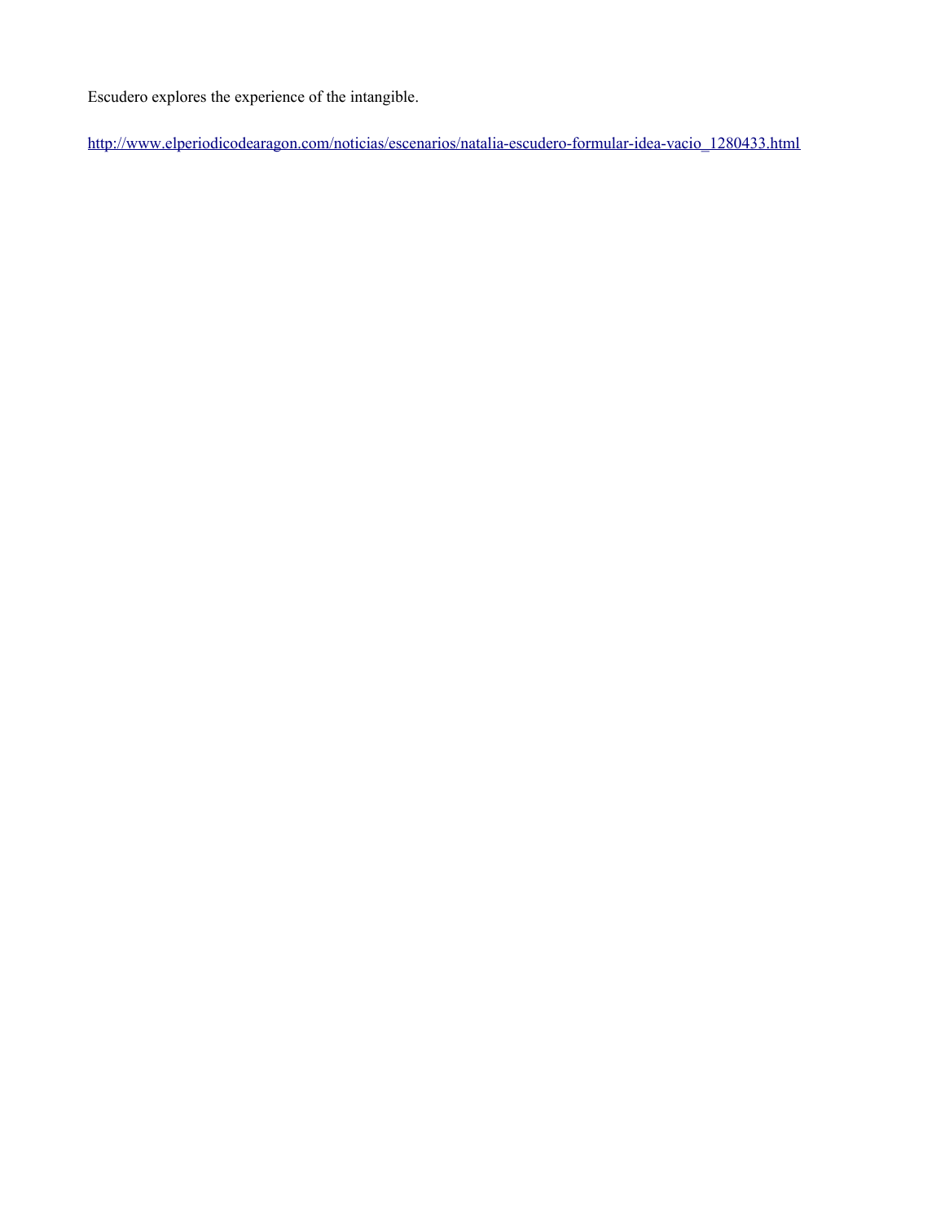Escudero explores the experience of the intangible.

http://www.elperiodicodearagon.com/noticias/escenarios/natalia-escudero-formular-idea-vacio_1280433.html